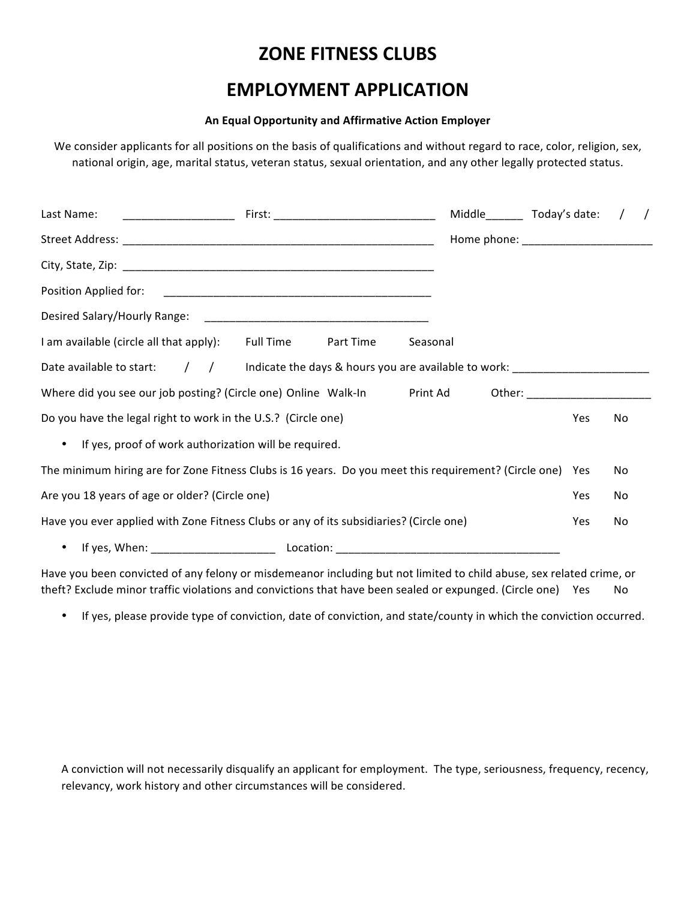# ZONE FITNESS CLUBS

# EMPLOYMENT APPLICATION

**An Equal Opportunity and Affirmative Action Employer**

We consider applicants for all positions on the basis of qualifications and without regard to race, color, religion, sex, national origin, age, marital status, veteran status, sexual orientation, and any other legally protected status.

Last Name: __________________ First: ___________________________ Middle______ Today's date: / /

Street Address: _____________________________________________________ Home phone: ______________________

City, State, Zip: _____________________________________________________

Position Applied for: _____________________________________________

Desired Salary/Hourly Range: ______________________________________

I am available (circle all that apply): Full Time Part Time Seasonal

Date available to start: / / Indicate the days & hours you are available to work: ______________________

Where did you see our job posting? (Circle one) Online Walk-In Print Ad Other: ____________________

Do you have the legal right to work in the U.S.? (Circle one) Yes No

- If yes, proof of work authorization will be required.

The minimum hiring are for Zone Fitness Clubs is 16 years. Do you meet this requirement? (Circle one) Yes No

Are you 18 years of age or older? (Circle one) Yes No

Have you ever applied with Zone Fitness Clubs or any of its subsidiaries? (Circle one) Yes No

- If yes, When: ____________________ Location: ____________________________________

Have you been convicted of any felony or misdemeanor including but not limited to child abuse, sex related crime, or theft? Exclude minor traffic violations and convictions that have been sealed or expunged. (Circle one) Yes No

- If yes, please provide type of conviction, date of conviction, and state/county in which the conviction occurred.

A conviction will not necessarily disqualify an applicant for employment. The type, seriousness, frequency, recency, relevancy, work history and other circumstances will be considered.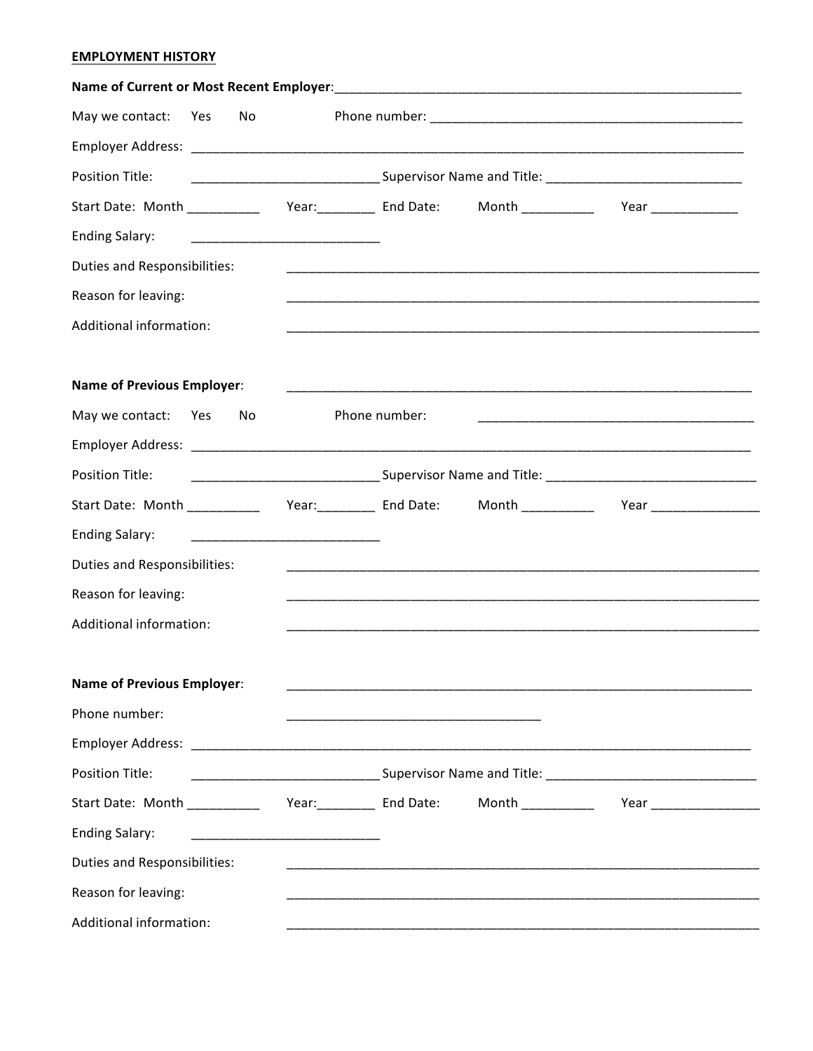**EMPLOYMENT HISTORY**

**Name of Current or Most Recent Employer**:_______________________________________________________________

May we contact: Yes No Phone number: ______________________________________________

Employer Address: __________________________________________________________________________________

Position Title: ___________________________ Supervisor Name and Title: ____________________________

Start Date: Month __________ Year:________ End Date: Month __________ Year ____________

Ending Salary: __________________________

Duties and Responsibilities: ____________________________________________________________________

Reason for leaving: ____________________________________________________________________

Additional information: ____________________________________________________________________

**Name of Previous Employer**: ____________________________________________________________________

May we contact: Yes No Phone number: ________________________________________

Employer Address: __________________________________________________________________________________

Position Title: ___________________________ Supervisor Name and Title: ______________________________

Start Date: Month __________ Year:________ End Date: Month __________ Year _______________

Ending Salary: __________________________

Duties and Responsibilities: ____________________________________________________________________

Reason for leaving: ____________________________________________________________________

Additional information: ____________________________________________________________________

**Name of Previous Employer**: ____________________________________________________________________

Phone number: ____________________________________

Employer Address: __________________________________________________________________________________

Position Title: ___________________________ Supervisor Name and Title: ______________________________

Start Date: Month __________ Year:________ End Date: Month __________ Year _______________

Ending Salary: __________________________

Duties and Responsibilities: ____________________________________________________________________

Reason for leaving: ____________________________________________________________________

Additional information: ____________________________________________________________________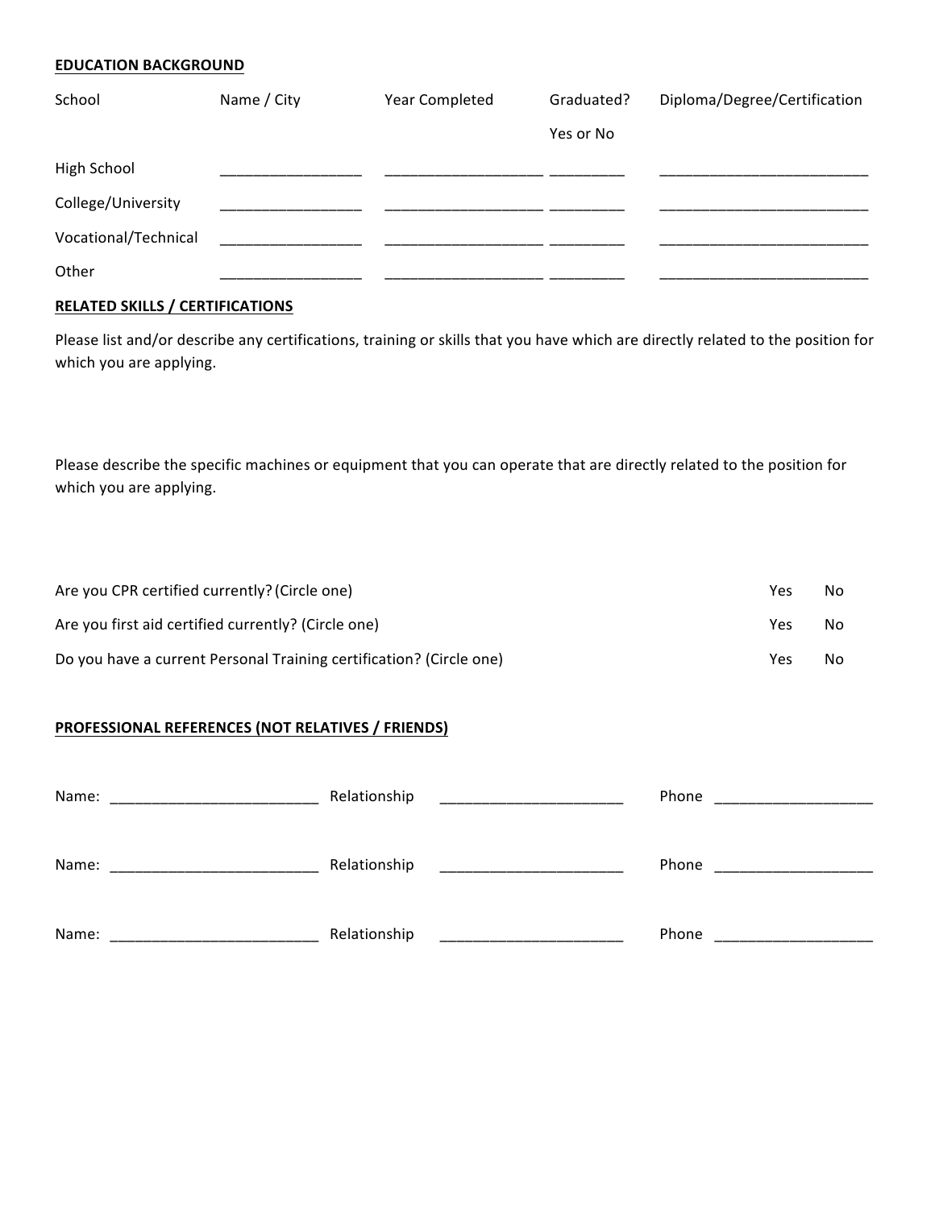**EDUCATION BACKGROUND**

| School | Name / City | Year Completed | Graduated? Yes or No | Diploma/Degree/Certification |
|---|---|---|---|---|
| High School | _________________ | ___________________ | _________ | _________________________ |
| College/University | _________________ | ___________________ | _________ | _________________________ |
| Vocational/Technical | _________________ | ___________________ | _________ | _________________________ |
| Other | _________________ | ___________________ | _________ | _________________________ |

**RELATED SKILLS / CERTIFICATIONS**

Please list and/or describe any certifications, training or skills that you have which are directly related to the position for which you are applying.

Please describe the specific machines or equipment that you can operate that are directly related to the position for which you are applying.

Are you CPR certified currently? (Circle one) Yes No

Are you first aid certified currently? (Circle one) Yes No

Do you have a current Personal Training certification? (Circle one) Yes No

**PROFESSIONAL REFERENCES (NOT RELATIVES / FRIENDS)**

Name: _________________________ Relationship ______________________ Phone ___________________

Name: _________________________ Relationship ______________________ Phone ___________________

Name: _________________________ Relationship ______________________ Phone ___________________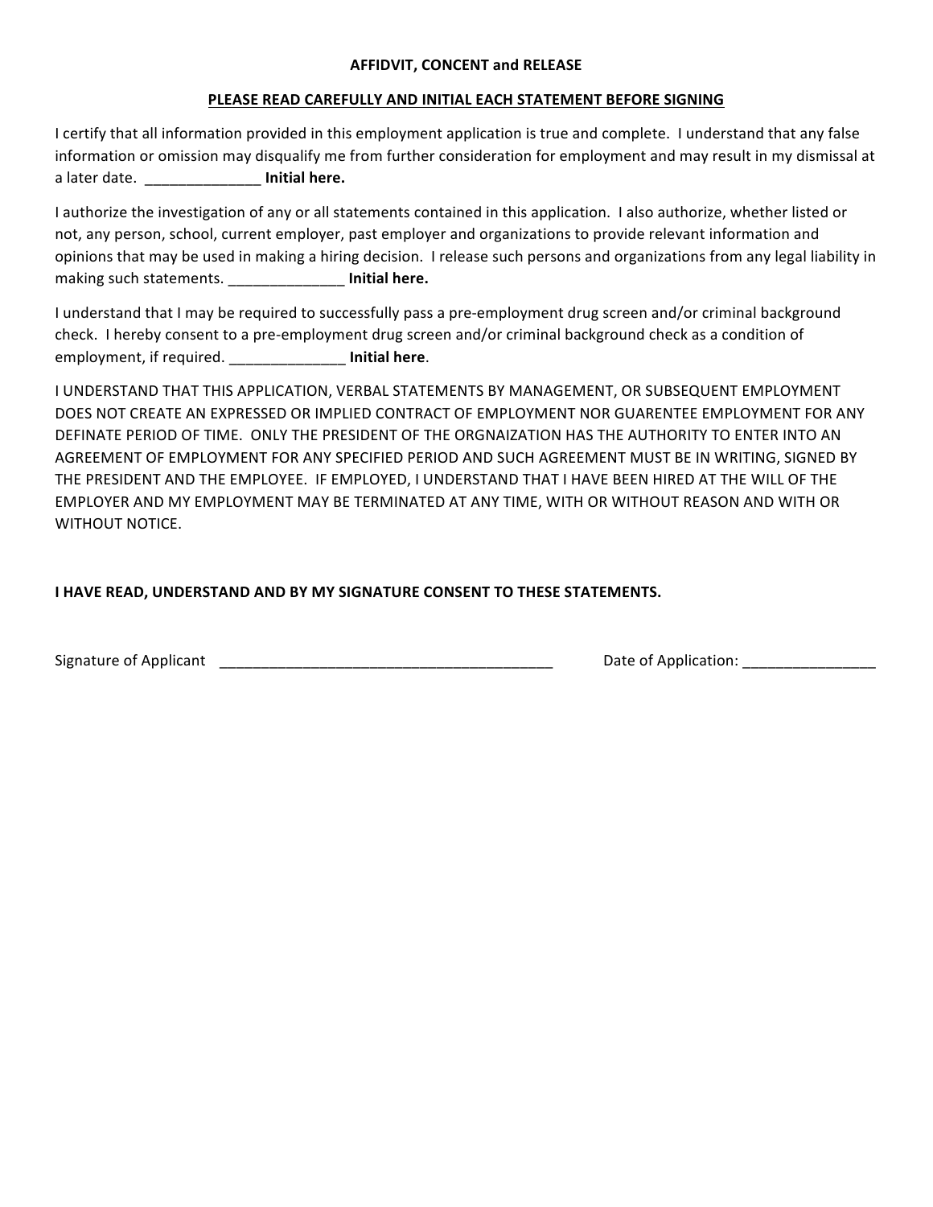**AFFIDVIT, CONCENT and RELEASE**

**PLEASE READ CAREFULLY AND INITIAL EACH STATEMENT BEFORE SIGNING**

I certify that all information provided in this employment application is true and complete. I understand that any false information or omission may disqualify me from further consideration for employment and may result in my dismissal at a later date. ______________ **Initial here.**

I authorize the investigation of any or all statements contained in this application. I also authorize, whether listed or not, any person, school, current employer, past employer and organizations to provide relevant information and opinions that may be used in making a hiring decision. I release such persons and organizations from any legal liability in making such statements. ______________ **Initial here.**

I understand that I may be required to successfully pass a pre-employment drug screen and/or criminal background check. I hereby consent to a pre-employment drug screen and/or criminal background check as a condition of employment, if required. ______________ **Initial here**.

I UNDERSTAND THAT THIS APPLICATION, VERBAL STATEMENTS BY MANAGEMENT, OR SUBSEQUENT EMPLOYMENT DOES NOT CREATE AN EXPRESSED OR IMPLIED CONTRACT OF EMPLOYMENT NOR GUARENTEE EMPLOYMENT FOR ANY DEFINATE PERIOD OF TIME. ONLY THE PRESIDENT OF THE ORGNAIZATION HAS THE AUTHORITY TO ENTER INTO AN AGREEMENT OF EMPLOYMENT FOR ANY SPECIFIED PERIOD AND SUCH AGREEMENT MUST BE IN WRITING, SIGNED BY THE PRESIDENT AND THE EMPLOYEE. IF EMPLOYED, I UNDERSTAND THAT I HAVE BEEN HIRED AT THE WILL OF THE EMPLOYER AND MY EMPLOYMENT MAY BE TERMINATED AT ANY TIME, WITH OR WITHOUT REASON AND WITH OR WITHOUT NOTICE.

**I HAVE READ, UNDERSTAND AND BY MY SIGNATURE CONSENT TO THESE STATEMENTS.**

Signature of Applicant __________________________________________ Date of Application: ________________